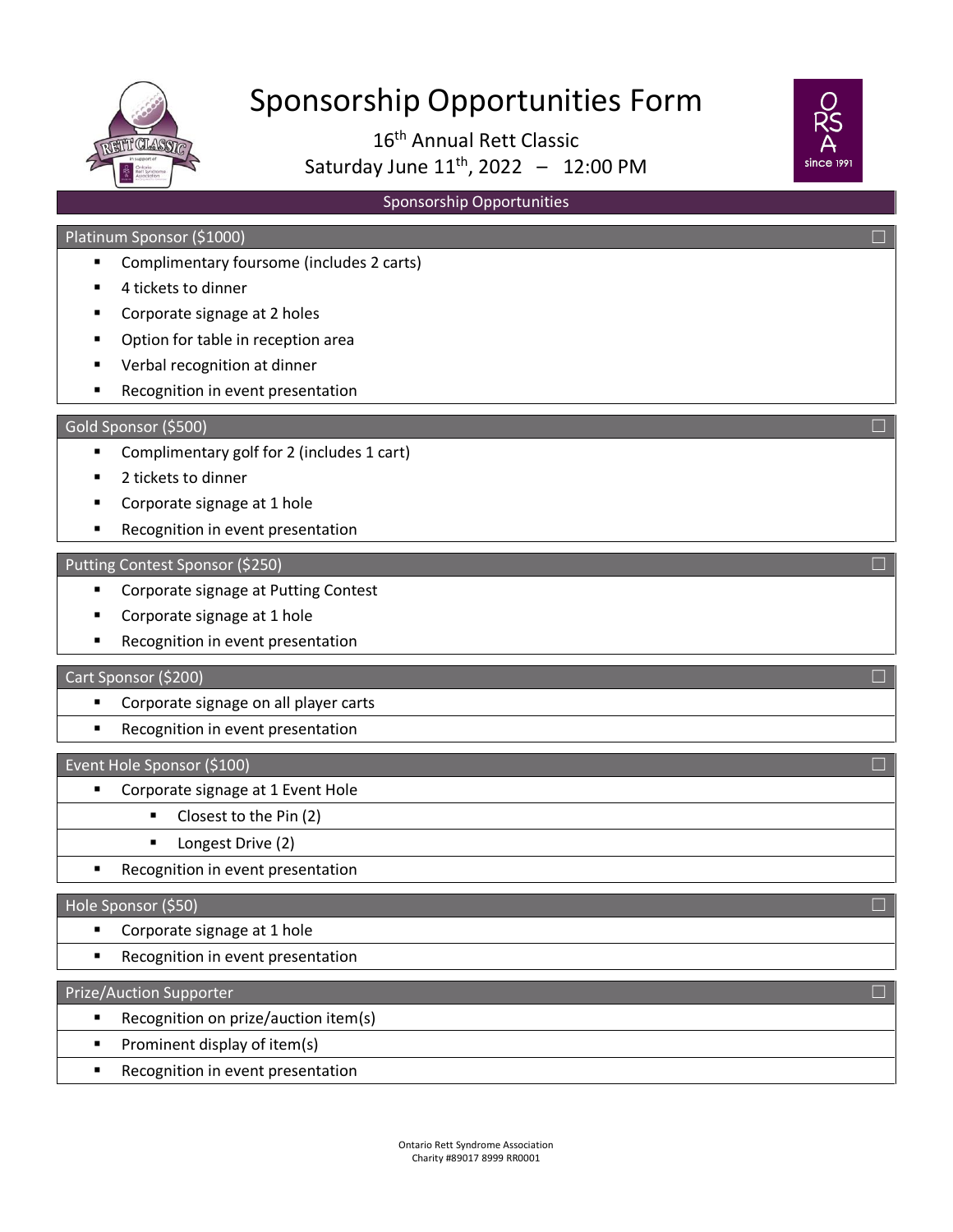# Sponsorship Opportunities Form

16th Annual Rett Classic

Saturday June 11th, 2022 – 12:00 PM

## Sponsorship Opportunities

### Platinum Sponsor ($1000) ☐

- Complimentary foursome (includes 2 carts)
- 4 tickets to dinner
- Corporate signage at 2 holes
- Option for table in reception area
- Verbal recognition at dinner
- Recognition in event presentation

### Gold Sponsor ($500) ☐

- Complimentary golf for 2 (includes 1 cart)
- 2 tickets to dinner
- Corporate signage at 1 hole
- Recognition in event presentation

### Putting Contest Sponsor ($250) ☐

- Corporate signage at Putting Contest
- Corporate signage at 1 hole
- Recognition in event presentation

### Cart Sponsor ($200) ☐

- Corporate signage on all player carts
- Recognition in event presentation

### Event Hole Sponsor ($100) ☐

- Corporate signage at 1 Event Hole
  - Closest to the Pin (2)
  - Longest Drive (2)
- Recognition in event presentation

### Hole Sponsor ($50) ☐

- Corporate signage at 1 hole
- Recognition in event presentation

### Prize/Auction Supporter ☐

- Recognition on prize/auction item(s)
- Prominent display of item(s)
- Recognition in event presentation

Ontario Rett Syndrome Association
Charity #89017 8999 RR0001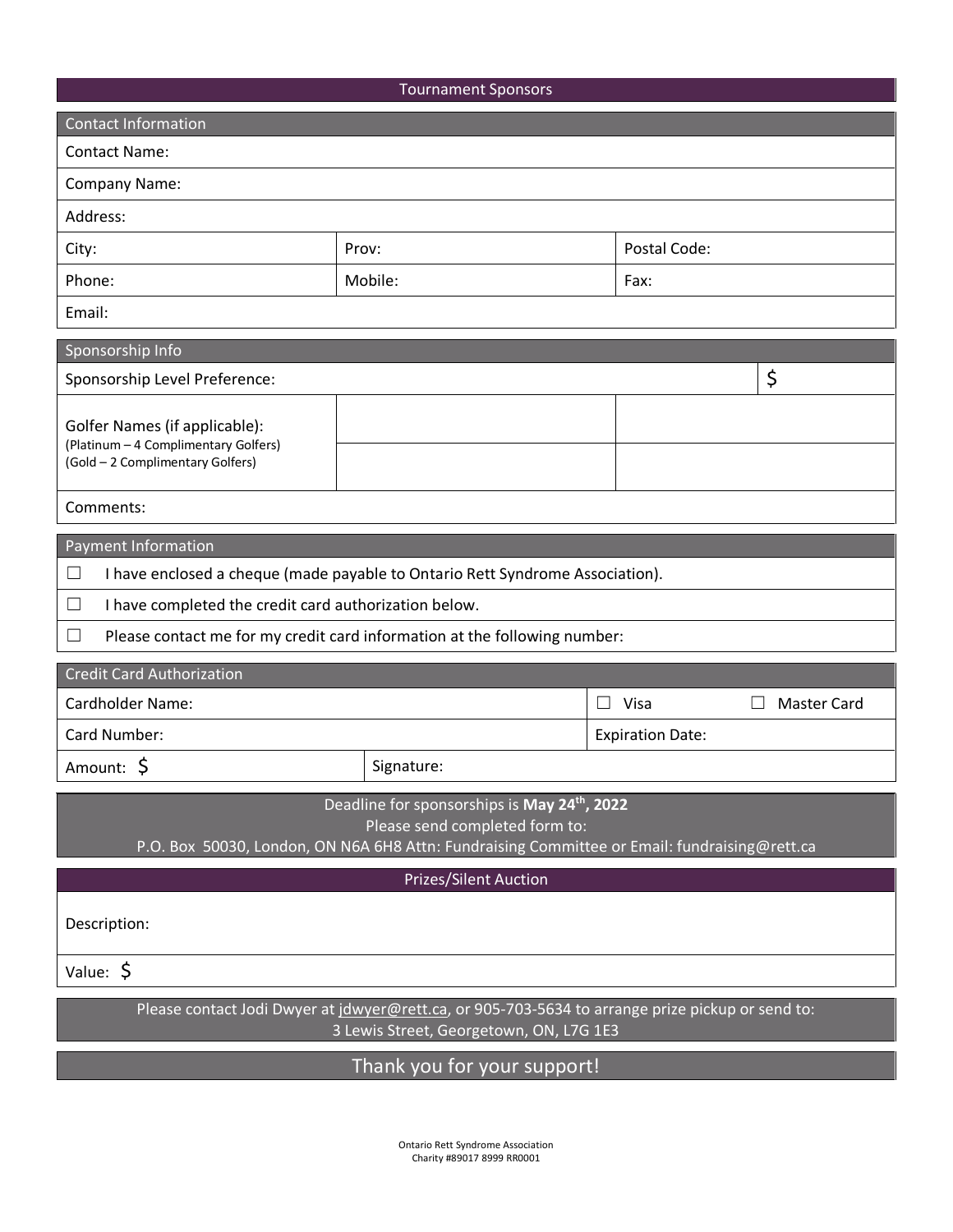## Tournament Sponsors

### Contact Information

| | | |
|---|---|---|
| Contact Name: | | |
| Company Name: | | |
| Address: | | |
| City: | Prov: | Postal Code: |
| Phone: | Mobile: | Fax: |
| Email: | | |

### Sponsorship Info

| | | | |
|---|---|---|---|
| Sponsorship Level Preference: | | | $ |
| Golfer Names (if applicable): (Platinum – 4 Complimentary Golfers) (Gold – 2 Complimentary Golfers) | | | |
| | | | |
| Comments: | | | |

### Payment Information

☐ I have enclosed a cheque (made payable to Ontario Rett Syndrome Association).

☐ I have completed the credit card authorization below.

☐ Please contact me for my credit card information at the following number:

### Credit Card Authorization

| | | | |
|---|---|---|---|
| Cardholder Name: | | ☐ Visa | ☐ Master Card |
| Card Number: | | Expiration Date: | |
| Amount: $ | Signature: | | |

Deadline for sponsorships is **May 24th, 2022**
Please send completed form to:
P.O. Box 50030, London, ON N6A 6H8 Attn: Fundraising Committee or Email: fundraising@rett.ca

## Prizes/Silent Auction

Description:

Value: $

Please contact Jodi Dwyer at jdwyer@rett.ca, or 905-703-5634 to arrange prize pickup or send to:
3 Lewis Street, Georgetown, ON, L7G 1E3

Thank you for your support!

Ontario Rett Syndrome Association
Charity #89017 8999 RR0001